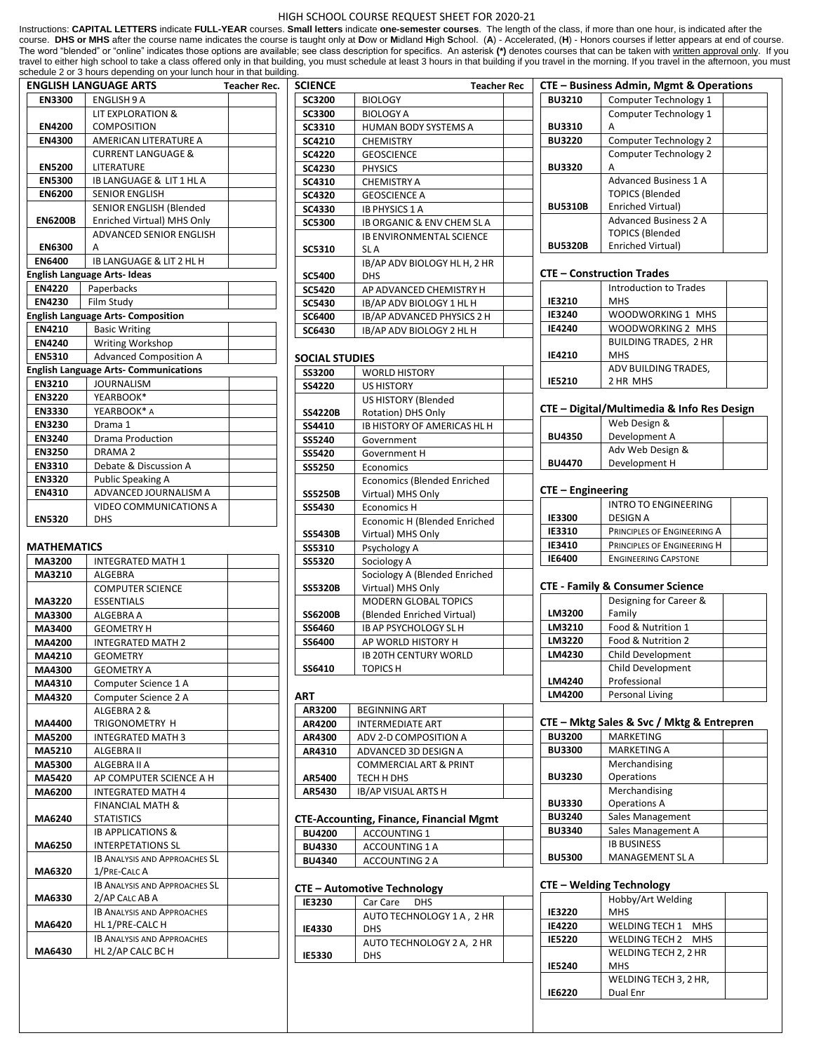# HIGH SCHOOL COURSE REQUEST SHEET FOR 2020-21

Instructions: **CAPITAL LETTERS** indicate **FULL-YEAR** courses. **Small letters** indicate **one-semester courses**. The length of the class, if more than one hour, is indicated after the course. **DHS or MHS** after the course name indicates the course is taught only at **D**ow or **M**idland **H**igh **S**chool. (**A**) - Accelerated, (**H**) - Honors courses if letter appears at end of course. The word "blended" or "online" indicates those options are available; see class description for specifics. An asterisk **(*)** denotes courses that can be taken with written approval only. If you travel to either high school to take a class offered only in that building, you must schedule at least 3 hours in that building if you travel in the morning. If you travel in the afternoon, you must schedule 2 or 3 hours depending on your lunch hour in that building.

## ENGLISH LANGUAGE ARTS

| Code | Course | Teacher Rec. |
|---|---|---|
| EN3300 | ENGLISH 9 A | |
| EN4200 | LIT EXPLORATION & COMPOSITION | |
| EN4300 | AMERICAN LITERATURE A | |
| EN5200 | CURRENT LANGUAGE & LITERATURE | |
| EN5300 | IB LANGUAGE & LIT 1 HL A | |
| EN6200 | SENIOR ENGLISH | |
| EN6200B | SENIOR ENGLISH (Blended Enriched Virtual) MHS Only | |
| EN6300 | ADVANCED SENIOR ENGLISH A | |
| EN6400 | IB LANGUAGE & LIT 2 HL H | |

**English Language Arts- Ideas**

| Code | Course | Teacher Rec. |
|---|---|---|
| EN4220 | Paperbacks | |
| EN4230 | Film Study | |

**English Language Arts- Composition**

| Code | Course | Teacher Rec. |
|---|---|---|
| EN4210 | Basic Writing | |
| EN4240 | Writing Workshop | |
| EN5310 | Advanced Composition A | |

**English Language Arts- Communications**

| Code | Course | Teacher Rec. |
|---|---|---|
| EN3210 | JOURNALISM | |
| EN3220 | YEARBOOK* | |
| EN3330 | YEARBOOK* A | |
| EN3230 | Drama 1 | |
| EN3240 | Drama Production | |
| EN3250 | DRAMA 2 | |
| EN3310 | Debate & Discussion A | |
| EN3320 | Public Speaking A | |
| EN4310 | ADVANCED JOURNALISM A | |
| EN5320 | VIDEO COMMUNICATIONS A DHS | |

## MATHEMATICS

| Code | Course | Teacher Rec. |
|---|---|---|
| MA3200 | INTEGRATED MATH 1 | |
| MA3210 | ALGEBRA | |
| MA3220 | COMPUTER SCIENCE ESSENTIALS | |
| MA3300 | ALGEBRA A | |
| MA3400 | GEOMETRY H | |
| MA4200 | INTEGRATED MATH 2 | |
| MA4210 | GEOMETRY | |
| MA4300 | GEOMETRY A | |
| MA4310 | Computer Science 1 A | |
| MA4320 | Computer Science 2 A | |
| MA4400 | ALGEBRA 2 & TRIGONOMETRY H | |
| MA5200 | INTEGRATED MATH 3 | |
| MA5210 | ALGEBRA II | |
| MA5300 | ALGEBRA II A | |
| MA5420 | AP COMPUTER SCIENCE A H | |
| MA6200 | INTEGRATED MATH 4 | |
| MA6240 | FINANCIAL MATH & STATISTICS | |
| MA6250 | IB APPLICATIONS & INTERPETATIONS SL | |
| MA6320 | IB ANALYSIS AND APPROACHES SL 1/PRE-CALC A | |
| MA6330 | IB ANALYSIS AND APPROACHES SL 2/AP CALC AB A | |
| MA6420 | IB ANALYSIS AND APPROACHES HL 1/PRE-CALC H | |
| MA6430 | IB ANALYSIS AND APPROACHES HL 2/AP CALC BC H | |

## SCIENCE

| Code | Course | Teacher Rec |
|---|---|---|
| SC3200 | BIOLOGY | |
| SC3300 | BIOLOGY A | |
| SC3310 | HUMAN BODY SYSTEMS A | |
| SC4210 | CHEMISTRY | |
| SC4220 | GEOSCIENCE | |
| SC4230 | PHYSICS | |
| SC4310 | CHEMISTRY A | |
| SC4320 | GEOSCIENCE A | |
| SC4330 | IB PHYSICS 1 A | |
| SC5300 | IB ORGANIC & ENV CHEM SL A | |
| SC5310 | IB ENVIRONMENTAL SCIENCE SL A | |
| SC5400 | IB/AP ADV BIOLOGY HL H, 2 HR DHS | |
| SC5420 | AP ADVANCED CHEMISTRY H | |
| SC5430 | IB/AP ADV BIOLOGY 1 HL H | |
| SC6400 | IB/AP ADVANCED PHYSICS 2 H | |
| SC6430 | IB/AP ADV BIOLOGY 2 HL H | |

## SOCIAL STUDIES

| Code | Course | Teacher Rec |
|---|---|---|
| SS3200 | WORLD HISTORY | |
| SS4220 | US HISTORY | |
| SS4220B | US HISTORY (Blended Rotation) DHS Only | |
| SS4410 | IB HISTORY OF AMERICAS HL H | |
| SS5240 | Government | |
| SS5420 | Government H | |
| SS5250 | Economics | |
| SS5250B | Economics (Blended Enriched Virtual) MHS Only | |
| SS5430 | Economics H | |
| SS5430B | Economic H (Blended Enriched Virtual) MHS Only | |
| SS5310 | Psychology A | |
| SS5320 | Sociology A | |
| SS5320B | Sociology A (Blended Enriched Virtual) MHS Only | |
| SS6200B | MODERN GLOBAL TOPICS (Blended Enriched Virtual) | |
| SS6460 | IB AP PSYCHOLOGY SL H | |
| SS6400 | AP WORLD HISTORY H | |
| SS6410 | IB 20TH CENTURY WORLD TOPICS H | |

## ART

| Code | Course | Teacher Rec |
|---|---|---|
| AR3200 | BEGINNING ART | |
| AR4200 | INTERMEDIATE ART | |
| AR4300 | ADV 2-D COMPOSITION A | |
| AR4310 | ADVANCED 3D DESIGN A | |
| AR5400 | COMMERCIAL ART & PRINT TECH H DHS | |
| AR5430 | IB/AP VISUAL ARTS H | |

## CTE-Accounting, Finance, Financial Mgmt

| Code | Course | Teacher Rec |
|---|---|---|
| BU4200 | ACCOUNTING 1 | |
| BU4330 | ACCOUNTING 1 A | |
| BU4340 | ACCOUNTING 2 A | |

## CTE – Automotive Technology

| Code | Course | Teacher Rec |
|---|---|---|
| IE3230 | Car Care DHS | |
| IE4330 | AUTO TECHNOLOGY 1 A , 2 HR DHS | |
| IE5330 | AUTO TECHNOLOGY 2 A, 2 HR DHS | |

## CTE – Business Admin, Mgmt & Operations

| Code | Course | Teacher Rec |
|---|---|---|
| BU3210 | Computer Technology 1 | |
| BU3310 | Computer Technology 1 A | |
| BU3220 | Computer Technology 2 | |
| BU3320 | Computer Technology 2 A | |
| BU5310B | Advanced Business 1 A TOPICS (Blended Enriched Virtual) | |
| BU5320B | Advanced Business 2 A TOPICS (Blended Enriched Virtual) | |

## CTE – Construction Trades

| Code | Course | Teacher Rec |
|---|---|---|
| IE3210 | Introduction to Trades MHS | |
| IE3240 | WOODWORKING 1 MHS | |
| IE4240 | WOODWORKING 2 MHS | |
| IE4210 | BUILDING TRADES, 2 HR MHS | |
| IE5210 | ADV BUILDING TRADES, 2 HR MHS | |

## CTE – Digital/Multimedia & Info Res Design

| Code | Course | Teacher Rec |
|---|---|---|
| BU4350 | Web Design & Development A | |
| BU4470 | Adv Web Design & Development H | |

## CTE – Engineering

| Code | Course | Teacher Rec |
|---|---|---|
| IE3300 | INTRO TO ENGINEERING DESIGN A | |
| IE3310 | PRINCIPLES OF ENGINEERING A | |
| IE3410 | PRINCIPLES OF ENGINEERING H | |
| IE6400 | ENGINEERING CAPSTONE | |

## CTE - Family & Consumer Science

| Code | Course | Teacher Rec |
|---|---|---|
| LM3200 | Designing for Career & Family | |
| LM3210 | Food & Nutrition 1 | |
| LM3220 | Food & Nutrition 2 | |
| LM4230 | Child Development | |
| LM4240 | Child Development Professional | |
| LM4200 | Personal Living | |

## CTE – Mktg Sales & Svc / Mktg & Entrepren

| Code | Course | Teacher Rec |
|---|---|---|
| BU3200 | MARKETING | |
| BU3300 | MARKETING A | |
| BU3230 | Merchandising Operations | |
| BU3330 | Merchandising Operations A | |
| BU3240 | Sales Management | |
| BU3340 | Sales Management A | |
| BU5300 | IB BUSINESS MANAGEMENT SL A | |

## CTE – Welding Technology

| Code | Course | Teacher Rec |
|---|---|---|
| IE3220 | Hobby/Art Welding MHS | |
| IE4220 | WELDING TECH 1 MHS | |
| IE5220 | WELDING TECH 2 MHS | |
| IE5240 | WELDING TECH 2, 2 HR MHS | |
| IE6220 | WELDING TECH 3, 2 HR, Dual Enr | |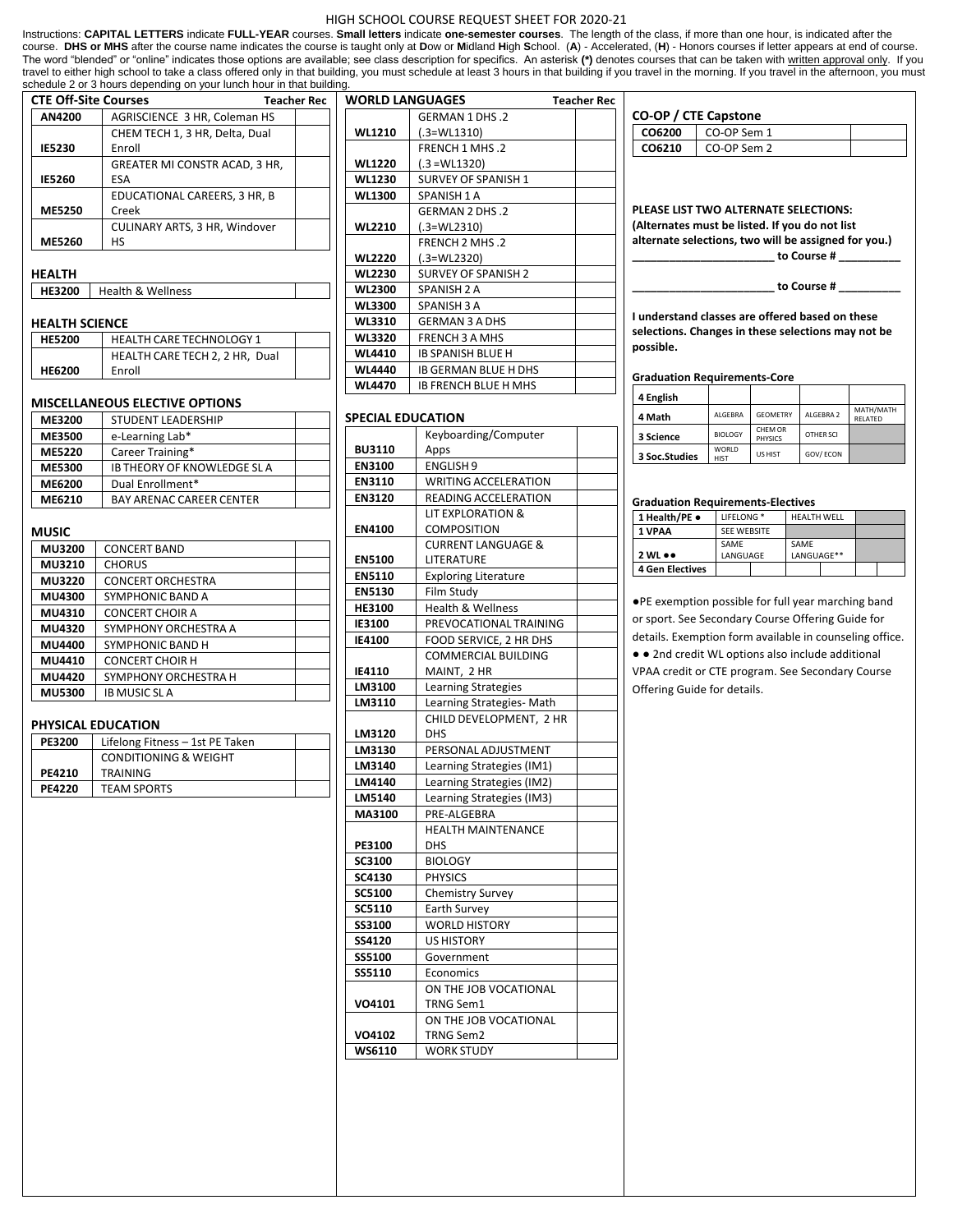# HIGH SCHOOL COURSE REQUEST SHEET FOR 2020-21

Instructions: **CAPITAL LETTERS** indicate **FULL-YEAR** courses. **Small letters** indicate **one-semester courses**. The length of the class, if more than one hour, is indicated after the course. **DHS or MHS** after the course name indicates the course is taught only at **D**ow or **M**idland **H**igh **S**chool. (**A**) - Accelerated, (**H**) - Honors courses if letter appears at end of course. The word "blended" or "online" indicates those options are available; see class description for specifics. An asterisk **(*)** denotes courses that can be taken with written approval only. If you travel to either high school to take a class offered only in that building, you must schedule at least 3 hours in that building if you travel in the morning. If you travel in the afternoon, you must schedule 2 or 3 hours depending on your lunch hour in that building.

### CTE Off-Site Courses

| CTE Off-Site Courses | | Teacher Rec |
|---|---|---|
| AN4200 | AGRISCIENCE 3 HR, Coleman HS | |
| IE5230 | CHEM TECH 1, 3 HR, Delta, Dual Enroll | |
| IE5260 | GREATER MI CONSTR ACAD, 3 HR, ESA | |
| ME5250 | EDUCATIONAL CAREERS, 3 HR, B Creek | |
| ME5260 | CULINARY ARTS, 3 HR, Windover HS | |

### HEALTH

| | | |
|---|---|---|
| HE3200 | Health & Wellness | |

### HEALTH SCIENCE

| | | |
|---|---|---|
| HE5200 | HEALTH CARE TECHNOLOGY 1 | |
| HE6200 | HEALTH CARE TECH 2, 2 HR, Dual Enroll | |

### MISCELLANEOUS ELECTIVE OPTIONS

| | | |
|---|---|---|
| ME3200 | STUDENT LEADERSHIP | |
| ME3500 | e-Learning Lab* | |
| ME5220 | Career Training* | |
| ME5300 | IB THEORY OF KNOWLEDGE SL A | |
| ME6200 | Dual Enrollment* | |
| ME6210 | BAY ARENAC CAREER CENTER | |

### MUSIC

| | | |
|---|---|---|
| MU3200 | CONCERT BAND | |
| MU3210 | CHORUS | |
| MU3220 | CONCERT ORCHESTRA | |
| MU4300 | SYMPHONIC BAND A | |
| MU4310 | CONCERT CHOIR A | |
| MU4320 | SYMPHONY ORCHESTRA A | |
| MU4400 | SYMPHONIC BAND H | |
| MU4410 | CONCERT CHOIR H | |
| MU4420 | SYMPHONY ORCHESTRA H | |
| MU5300 | IB MUSIC SL A | |

### PHYSICAL EDUCATION

| | | |
|---|---|---|
| PE3200 | Lifelong Fitness – 1st PE Taken | |
| PE4210 | CONDITIONING & WEIGHT TRAINING | |
| PE4220 | TEAM SPORTS | |

### WORLD LANGUAGES

| WORLD LANGUAGES | | Teacher Rec |
|---|---|---|
| WL1210 | GERMAN 1 DHS .2 (.3=WL1310) | |
| WL1220 | FRENCH 1 MHS .2 (.3 =WL1320) | |
| WL1230 | SURVEY OF SPANISH 1 | |
| WL1300 | SPANISH 1 A | |
| WL2210 | GERMAN 2 DHS .2 (.3=WL2310) | |
| WL2220 | FRENCH 2 MHS .2 (.3=WL2320) | |
| WL2230 | SURVEY OF SPANISH 2 | |
| WL2300 | SPANISH 2 A | |
| WL3300 | SPANISH 3 A | |
| WL3310 | GERMAN 3 A DHS | |
| WL3320 | FRENCH 3 A MHS | |
| WL4410 | IB SPANISH BLUE H | |
| WL4440 | IB GERMAN BLUE H DHS | |
| WL4470 | IB FRENCH BLUE H MHS | |

### SPECIAL EDUCATION

| | | |
|---|---|---|
| BU3110 | Keyboarding/Computer Apps | |
| EN3100 | ENGLISH 9 | |
| EN3110 | WRITING ACCELERATION | |
| EN3120 | READING ACCELERATION | |
| EN4100 | LIT EXPLORATION & COMPOSITION | |
| EN5100 | CURRENT LANGUAGE & LITERATURE | |
| EN5110 | Exploring Literature | |
| EN5130 | Film Study | |
| HE3100 | Health & Wellness | |
| IE3100 | PREVOCATIONAL TRAINING | |
| IE4100 | FOOD SERVICE, 2 HR DHS | |
| IE4110 | COMMERCIAL BUILDING MAINT, 2 HR | |
| LM3100 | Learning Strategies | |
| LM3110 | Learning Strategies- Math | |
| LM3120 | CHILD DEVELOPMENT, 2 HR DHS | |
| LM3130 | PERSONAL ADJUSTMENT | |
| LM3140 | Learning Strategies (IM1) | |
| LM4140 | Learning Strategies (IM2) | |
| LM5140 | Learning Strategies (IM3) | |
| MA3100 | PRE-ALGEBRA | |
| PE3100 | HEALTH MAINTENANCE DHS | |
| SC3100 | BIOLOGY | |
| SC4130 | PHYSICS | |
| SC5100 | Chemistry Survey | |
| SC5110 | Earth Survey | |
| SS3100 | WORLD HISTORY | |
| SS4120 | US HISTORY | |
| SS5100 | Government | |
| SS5110 | Economics | |
| VO4101 | ON THE JOB VOCATIONAL TRNG Sem1 | |
| VO4102 | ON THE JOB VOCATIONAL TRNG Sem2 | |
| WS6110 | WORK STUDY | |

### CO-OP / CTE Capstone

| | | |
|---|---|---|
| CO6200 | CO-OP Sem 1 | |
| CO6210 | CO-OP Sem 2 | |

**PLEASE LIST TWO ALTERNATE SELECTIONS:**
**(Alternates must be listed. If you do not list alternate selections, two will be assigned for you.)**

_______________________ **to Course #** __________

_______________________ **to Course #** __________

**I understand classes are offered based on these selections. Changes in these selections may not be possible.**

### Graduation Requirements-Core

| | | | | |
|---|---|---|---|---|
| 4 English | | | | |
| 4 Math | ALGEBRA | GEOMETRY | ALGEBRA 2 | MATH/MATH RELATED |
| 3 Science | BIOLOGY | CHEM OR PHYSICS | OTHER SCI | |
| 3 Soc.Studies | WORLD HIST | US HIST | GOV/ ECON | |

### Graduation Requirements-Electives

| | | | | | |
|---|---|---|---|---|---|
| 1 Health/PE ● | LIFELONG * | | HEALTH WELL | | |
| 1 VPAA | SEE WEBSITE | | | | |
| 2 WL ●● | SAME LANGUAGE | | SAME LANGUAGE** | | |
| 4 Gen Electives | | | | | |

●PE exemption possible for full year marching band or sport. See Secondary Course Offering Guide for details. Exemption form available in counseling office.

● ● 2nd credit WL options also include additional VPAA credit or CTE program. See Secondary Course Offering Guide for details.